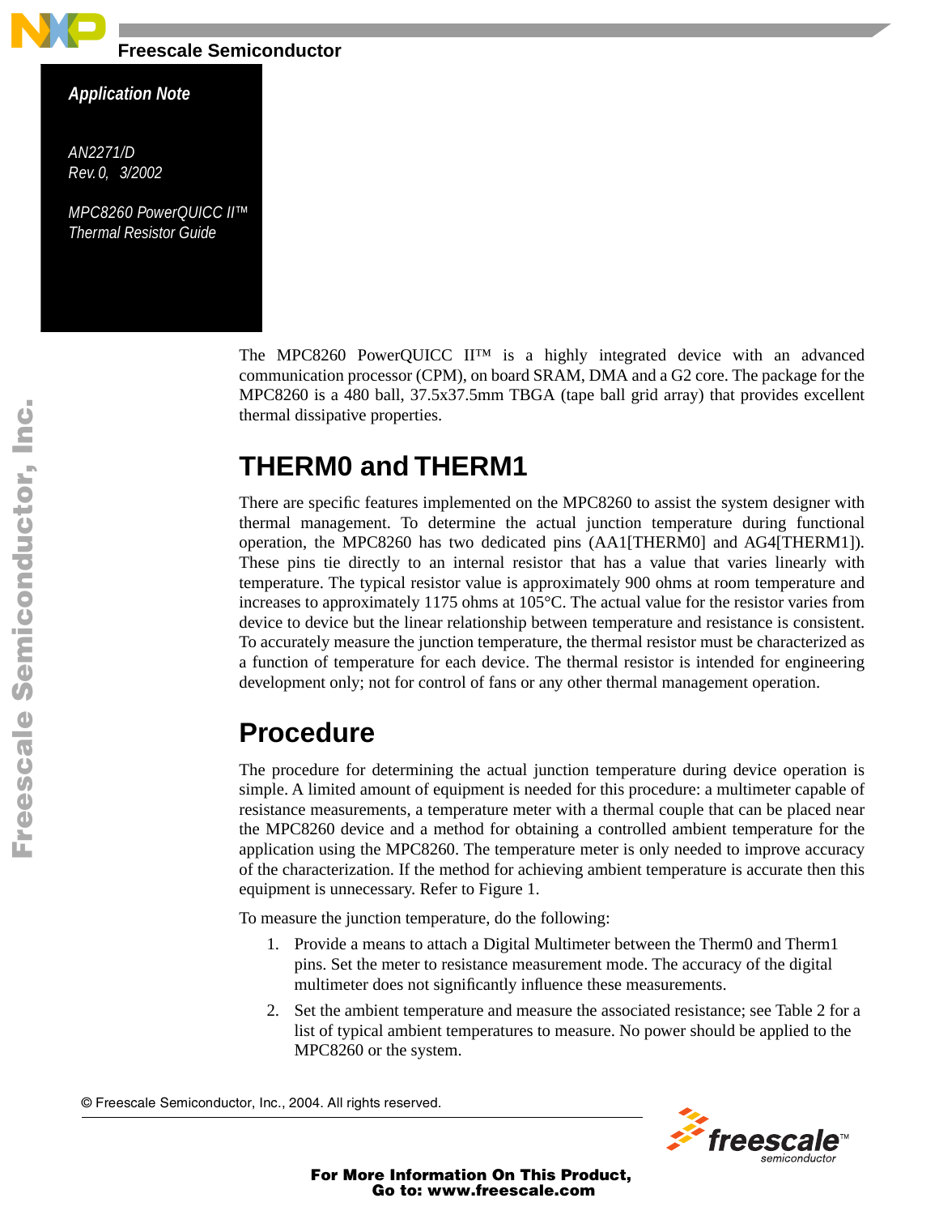Freescale Semiconductor

*Application Note*

*AN2271/D*
*Rev. 0, 3/2002*

*MPC8260 PowerQUICC II™ Thermal Resistor Guide*

The MPC8260 PowerQUICC II™ is a highly integrated device with an advanced communication processor (CPM), on board SRAM, DMA and a G2 core. The package for the MPC8260 is a 480 ball, 37.5x37.5mm TBGA (tape ball grid array) that provides excellent thermal dissipative properties.

# THERM0 and THERM1

There are specific features implemented on the MPC8260 to assist the system designer with thermal management. To determine the actual junction temperature during functional operation, the MPC8260 has two dedicated pins (AA1[THERM0] and AG4[THERM1]). These pins tie directly to an internal resistor that has a value that varies linearly with temperature. The typical resistor value is approximately 900 ohms at room temperature and increases to approximately 1175 ohms at 105°C. The actual value for the resistor varies from device to device but the linear relationship between temperature and resistance is consistent. To accurately measure the junction temperature, the thermal resistor must be characterized as a function of temperature for each device. The thermal resistor is intended for engineering development only; not for control of fans or any other thermal management operation.

# Procedure

The procedure for determining the actual junction temperature during device operation is simple. A limited amount of equipment is needed for this procedure: a multimeter capable of resistance measurements, a temperature meter with a thermal couple that can be placed near the MPC8260 device and a method for obtaining a controlled ambient temperature for the application using the MPC8260. The temperature meter is only needed to improve accuracy of the characterization. If the method for achieving ambient temperature is accurate then this equipment is unnecessary. Refer to Figure 1.

To measure the junction temperature, do the following:

1. Provide a means to attach a Digital Multimeter between the Therm0 and Therm1 pins. Set the meter to resistance measurement mode. The accuracy of the digital multimeter does not significantly influence these measurements.
2. Set the ambient temperature and measure the associated resistance; see Table 2 for a list of typical ambient temperatures to measure. No power should be applied to the MPC8260 or the system.

© Freescale Semiconductor, Inc., 2004. All rights reserved.

For More Information On This Product, Go to: www.freescale.com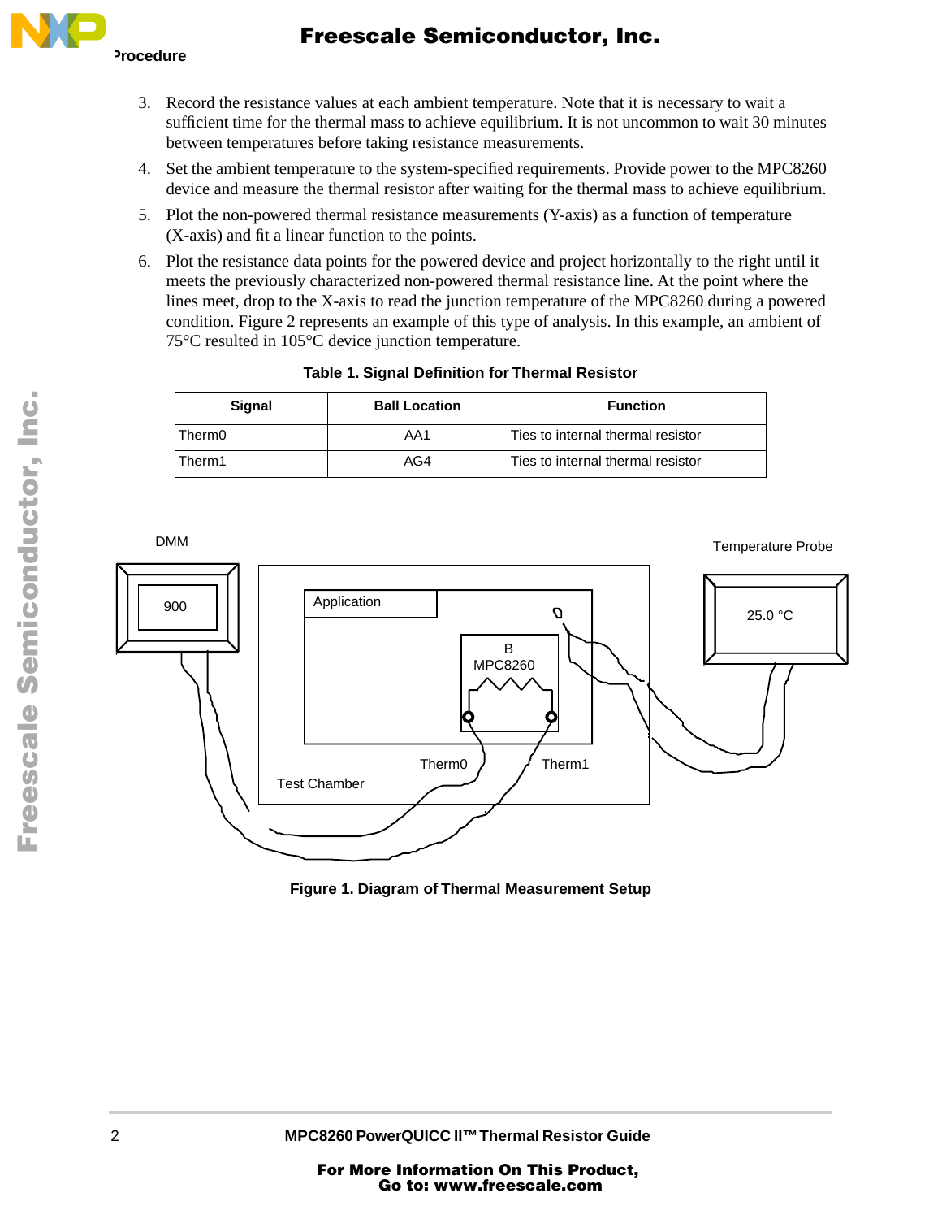3. Record the resistance values at each ambient temperature. Note that it is necessary to wait a sufficient time for the thermal mass to achieve equilibrium. It is not uncommon to wait 30 minutes between temperatures before taking resistance measurements.
4. Set the ambient temperature to the system-specified requirements. Provide power to the MPC8260 device and measure the thermal resistor after waiting for the thermal mass to achieve equilibrium.
5. Plot the non-powered thermal resistance measurements (Y-axis) as a function of temperature (X-axis) and fit a linear function to the points.
6. Plot the resistance data points for the powered device and project horizontally to the right until it meets the previously characterized non-powered thermal resistance line. At the point where the lines meet, drop to the X-axis to read the junction temperature of the MPC8260 during a powered condition. Figure 2 represents an example of this type of analysis. In this example, an ambient of 75°C resulted in 105°C device junction temperature.

**Table 1. Signal Definition for Thermal Resistor**

| Signal | Ball Location | Function |
|---|---|---|
| Therm0 | AA1 | Ties to internal thermal resistor |
| Therm1 | AG4 | Ties to internal thermal resistor |

**Figure 1. Diagram of Thermal Measurement Setup**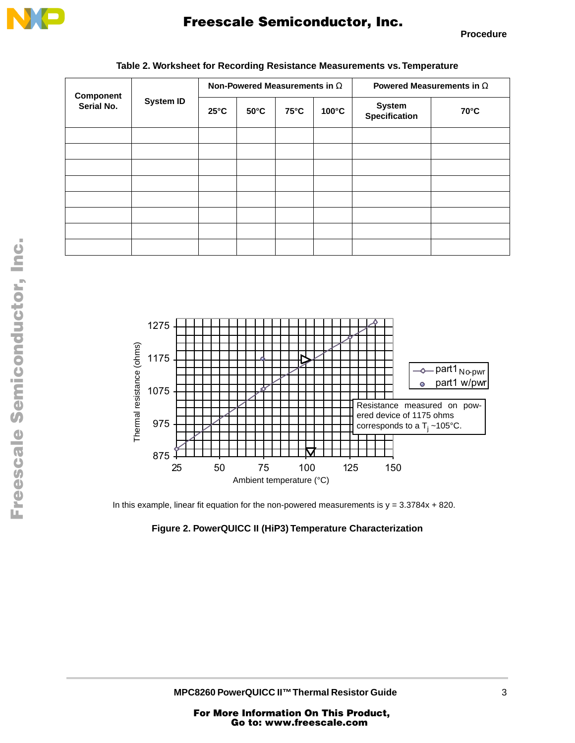**Table 2. Worksheet for Recording Resistance Measurements vs. Temperature**

| Component Serial No. | System ID | Non-Powered Measurements in Ω | | | | Powered Measurements in Ω | |
|---|---|---|---|---|---|---|---|
| | | 25°C | 50°C | 75°C | 100°C | System Specification | 70°C |
| | | | | | | | |
| | | | | | | | |
| | | | | | | | |
| | | | | | | | |
| | | | | | | | |
| | | | | | | | |
| | | | | | | | |
| | | | | | | | |

In this example, linear fit equation for the non-powered measurements is y = 3.3784x + 820.

**Figure 2. PowerQUICC II (HiP3) Temperature Characterization**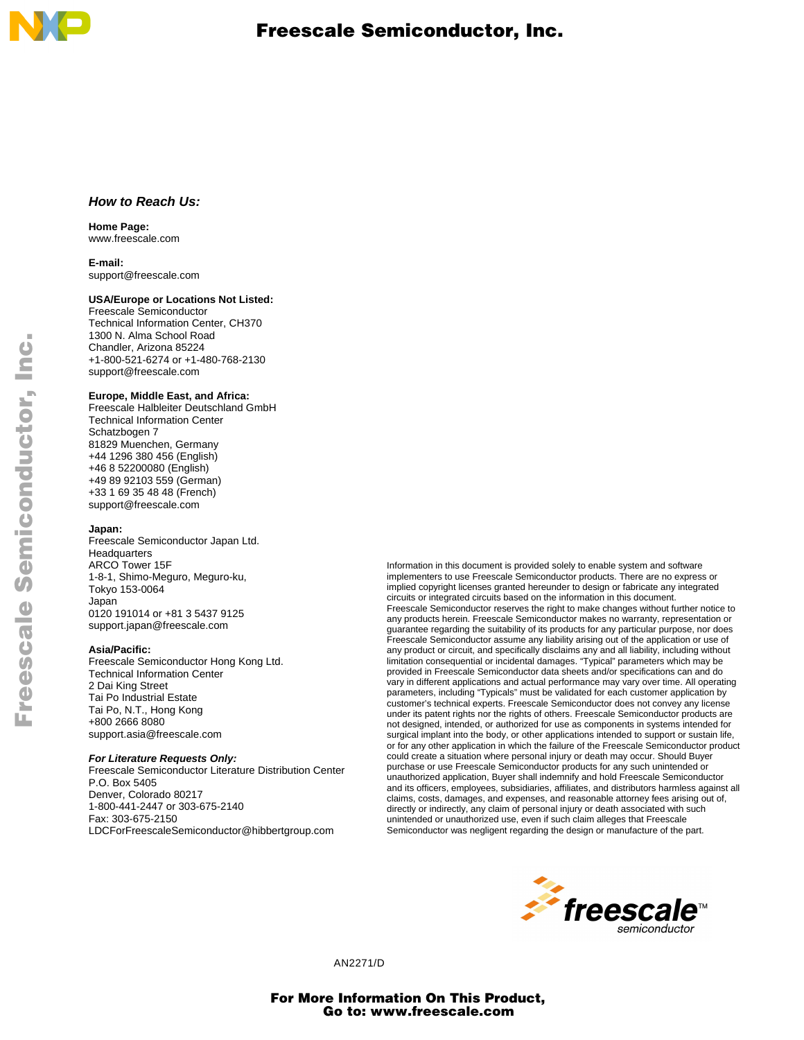*How to Reach Us:*

**Home Page:**
www.freescale.com

**E-mail:**
support@freescale.com

**USA/Europe or Locations Not Listed:**
Freescale Semiconductor
Technical Information Center, CH370
1300 N. Alma School Road
Chandler, Arizona 85224
+1-800-521-6274 or +1-480-768-2130
support@freescale.com

**Europe, Middle East, and Africa:**
Freescale Halbleiter Deutschland GmbH
Technical Information Center
Schatzbogen 7
81829 Muenchen, Germany
+44 1296 380 456 (English)
+46 8 52200080 (English)
+49 89 92103 559 (German)
+33 1 69 35 48 48 (French)
support@freescale.com

**Japan:**
Freescale Semiconductor Japan Ltd.
Headquarters
ARCO Tower 15F
1-8-1, Shimo-Meguro, Meguro-ku,
Tokyo 153-0064
Japan
0120 191014 or +81 3 5437 9125
support.japan@freescale.com

**Asia/Pacific:**
Freescale Semiconductor Hong Kong Ltd.
Technical Information Center
2 Dai King Street
Tai Po Industrial Estate
Tai Po, N.T., Hong Kong
+800 2666 8080
support.asia@freescale.com

***For Literature Requests Only:***
Freescale Semiconductor Literature Distribution Center
P.O. Box 5405
Denver, Colorado 80217
1-800-441-2447 or 303-675-2140
Fax: 303-675-2150
LDCForFreescaleSemiconductor@hibbertgroup.com

Information in this document is provided solely to enable system and software implementers to use Freescale Semiconductor products. There are no express or implied copyright licenses granted hereunder to design or fabricate any integrated circuits or integrated circuits based on the information in this document.
Freescale Semiconductor reserves the right to make changes without further notice to any products herein. Freescale Semiconductor makes no warranty, representation or guarantee regarding the suitability of its products for any particular purpose, nor does Freescale Semiconductor assume any liability arising out of the application or use of any product or circuit, and specifically disclaims any and all liability, including without limitation consequential or incidental damages. "Typical" parameters which may be provided in Freescale Semiconductor data sheets and/or specifications can and do vary in different applications and actual performance may vary over time. All operating parameters, including "Typicals" must be validated for each customer application by customer's technical experts. Freescale Semiconductor does not convey any license under its patent rights nor the rights of others. Freescale Semiconductor products are not designed, intended, or authorized for use as components in systems intended for surgical implant into the body, or other applications intended to support or sustain life, or for any other application in which the failure of the Freescale Semiconductor product could create a situation where personal injury or death may occur. Should Buyer purchase or use Freescale Semiconductor products for any such unintended or unauthorized application, Buyer shall indemnify and hold Freescale Semiconductor and its officers, employees, subsidiaries, affiliates, and distributors harmless against all claims, costs, damages, and expenses, and reasonable attorney fees arising out of, directly or indirectly, any claim of personal injury or death associated with such unintended or unauthorized use, even if such claim alleges that Freescale Semiconductor was negligent regarding the design or manufacture of the part.

freescale™ semiconductor

AN2271/D